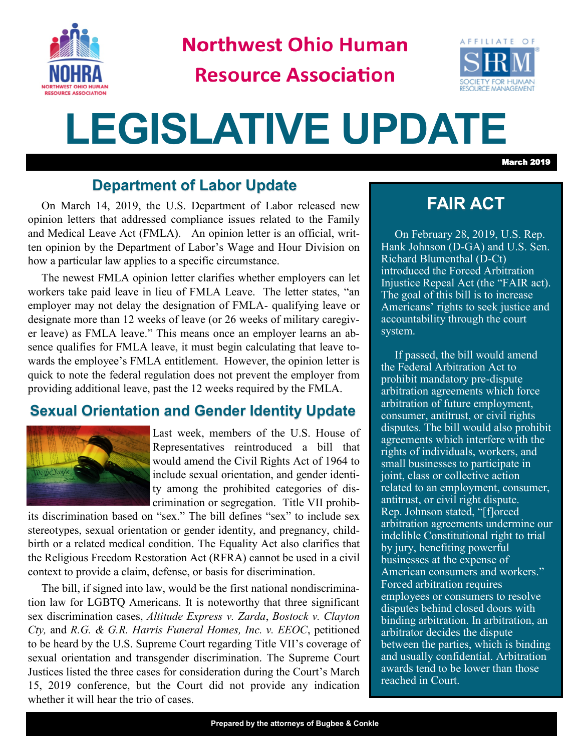# Northwest Ohio Human Resource Association

# LEGISLATIVE UPDATE

March 2019

## Department of Labor Update

On March 14, 2019, the U.S. Department of Labor released new opinion letters that addressed compliance issues related to the Family and Medical Leave Act (FMLA). An opinion letter is an official, written opinion by the Department of Labor's Wage and Hour Division on how a particular law applies to a specific circumstance.

The newest FMLA opinion letter clarifies whether employers can let workers take paid leave in lieu of FMLA Leave. The letter states, "an employer may not delay the designation of FMLA- qualifying leave or designate more than 12 weeks of leave (or 26 weeks of military caregiver leave) as FMLA leave." This means once an employer learns an absence qualifies for FMLA leave, it must begin calculating that leave towards the employee's FMLA entitlement. However, the opinion letter is quick to note the federal regulation does not prevent the employer from providing additional leave, past the 12 weeks required by the FMLA.

## Sexual Orientation and Gender Identity Update

Last week, members of the U.S. House of Representatives reintroduced a bill that would amend the Civil Rights Act of 1964 to include sexual orientation, and gender identity among the prohibited categories of discrimination or segregation. Title VII prohibits discrimination based on "sex." The bill defines "sex" to include sex stereotypes, sexual orientation or gender identity, and pregnancy, childbirth or a related medical condition. The Equality Act also clarifies that the Religious Freedom Restoration Act (RFRA) cannot be used in a civil context to provide a claim, defense, or basis for discrimination.

The bill, if signed into law, would be the first national nondiscrimination law for LGBTQ Americans. It is noteworthy that three significant sex discrimination cases, *Altitude Express v. Zarda*, *Bostock v. Clayton Cty,* and *R.G. & G.R. Harris Funeral Homes, Inc. v. EEOC*, petitioned to be heard by the U.S. Supreme Court regarding Title VII's coverage of sexual orientation and transgender discrimination. The Supreme Court Justices listed the three cases for consideration during the Court's March 15, 2019 conference, but the Court did not provide any indication whether it will hear the trio of cases.

## FAIR ACT

On February 28, 2019, U.S. Rep. Hank Johnson (D-GA) and U.S. Sen. Richard Blumenthal (D-Ct) introduced the Forced Arbitration Injustice Repeal Act (the "FAIR act). The goal of this bill is to increase Americans' rights to seek justice and accountability through the court system.

If passed, the bill would amend the Federal Arbitration Act to prohibit mandatory pre-dispute arbitration agreements which force arbitration of future employment, consumer, antitrust, or civil rights disputes. The bill would also prohibit agreements which interfere with the rights of individuals, workers, and small businesses to participate in joint, class or collective action related to an employment, consumer, antitrust, or civil right dispute. Rep. Johnson stated, "[f]orced arbitration agreements undermine our indelible Constitutional right to trial by jury, benefiting powerful businesses at the expense of American consumers and workers." Forced arbitration requires employees or consumers to resolve disputes behind closed doors with binding arbitration. In arbitration, an arbitrator decides the dispute between the parties, which is binding and usually confidential. Arbitration awards tend to be lower than those reached in Court.

Prepared by the attorneys of Bugbee & Conkle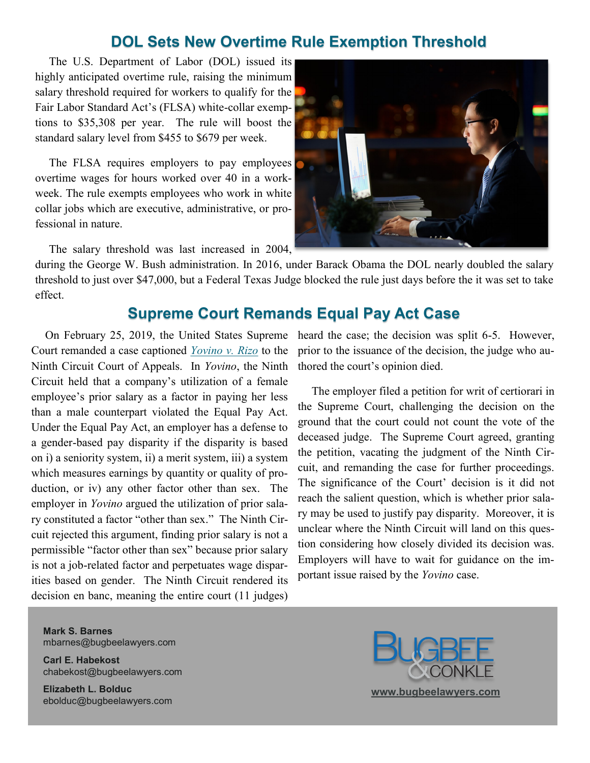## DOL Sets New Overtime Rule Exemption Threshold

The U.S. Department of Labor (DOL) issued its highly anticipated overtime rule, raising the minimum salary threshold required for workers to qualify for the Fair Labor Standard Act's (FLSA) white-collar exemptions to $35,308 per year. The rule will boost the standard salary level from $455 to $679 per week.

The FLSA requires employers to pay employees overtime wages for hours worked over 40 in a workweek. The rule exempts employees who work in white collar jobs which are executive, administrative, or professional in nature.

The salary threshold was last increased in 2004, during the George W. Bush administration. In 2016, under Barack Obama the DOL nearly doubled the salary threshold to just over $47,000, but a Federal Texas Judge blocked the rule just days before the it was set to take effect.

## Supreme Court Remands Equal Pay Act Case

On February 25, 2019, the United States Supreme Court remanded a case captioned *Yovino v. Rizo* to the Ninth Circuit Court of Appeals. In *Yovino*, the Ninth Circuit held that a company's utilization of a female employee's prior salary as a factor in paying her less than a male counterpart violated the Equal Pay Act. Under the Equal Pay Act, an employer has a defense to a gender-based pay disparity if the disparity is based on i) a seniority system, ii) a merit system, iii) a system which measures earnings by quantity or quality of production, or iv) any other factor other than sex. The employer in *Yovino* argued the utilization of prior salary constituted a factor "other than sex." The Ninth Circuit rejected this argument, finding prior salary is not a permissible "factor other than sex" because prior salary is not a job-related factor and perpetuates wage disparities based on gender. The Ninth Circuit rendered its decision en banc, meaning the entire court (11 judges) heard the case; the decision was split 6-5. However, prior to the issuance of the decision, the judge who authored the court's opinion died.

The employer filed a petition for writ of certiorari in the Supreme Court, challenging the decision on the ground that the court could not count the vote of the deceased judge. The Supreme Court agreed, granting the petition, vacating the judgment of the Ninth Circuit, and remanding the case for further proceedings. The significance of the Court' decision is it did not reach the salient question, which is whether prior salary may be used to justify pay disparity. Moreover, it is unclear where the Ninth Circuit will land on this question considering how closely divided its decision was. Employers will have to wait for guidance on the important issue raised by the *Yovino* case.

**Mark S. Barnes**
mbarnes@bugbeelawyers.com

**Carl E. Habekost**
chabekost@bugbeelawyers.com

**Elizabeth L. Bolduc**
ebolduc@bugbeelawyers.com

BUGBEE & CONKLE

www.bugbeelawyers.com